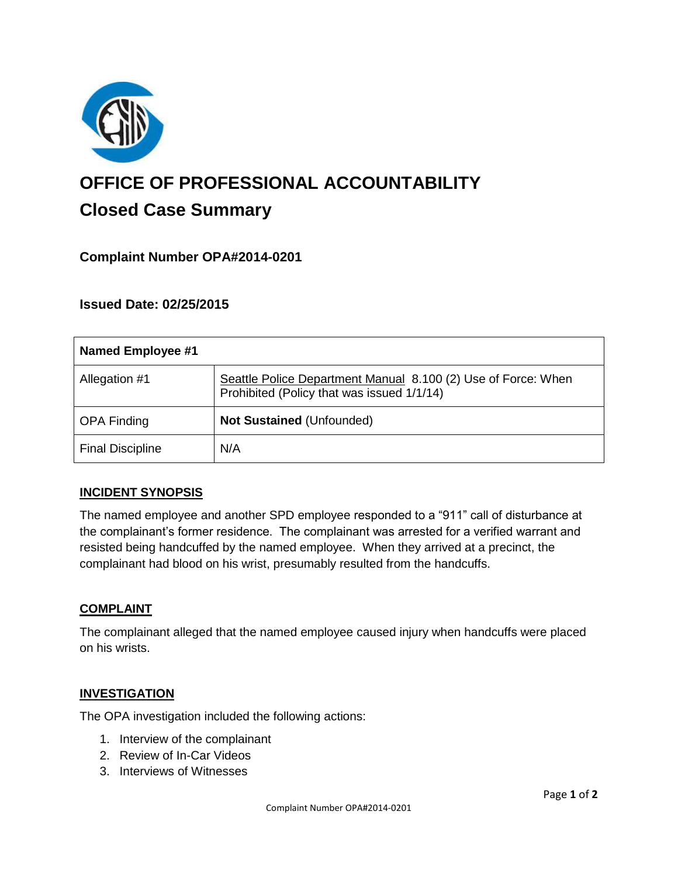# OFFICE OF PROFESSIONAL ACCOUNTABILITY

## Closed Case Summary

### Complaint Number OPA#2014-0201

### Issued Date: 02/25/2015

| Named Employee #1 | |
|---|---|
| Allegation #1 | Seattle Police Department Manual 8.100 (2) Use of Force: When Prohibited (Policy that was issued 1/1/14) |
| OPA Finding | **Not Sustained** (Unfounded) |
| Final Discipline | N/A |

**INCIDENT SYNOPSIS**

The named employee and another SPD employee responded to a "911" call of disturbance at the complainant's former residence. The complainant was arrested for a verified warrant and resisted being handcuffed by the named employee. When they arrived at a precinct, the complainant had blood on his wrist, presumably resulted from the handcuffs.

**COMPLAINT**

The complainant alleged that the named employee caused injury when handcuffs were placed on his wrists.

**INVESTIGATION**

The OPA investigation included the following actions:

1. Interview of the complainant
2. Review of In-Car Videos
3. Interviews of Witnesses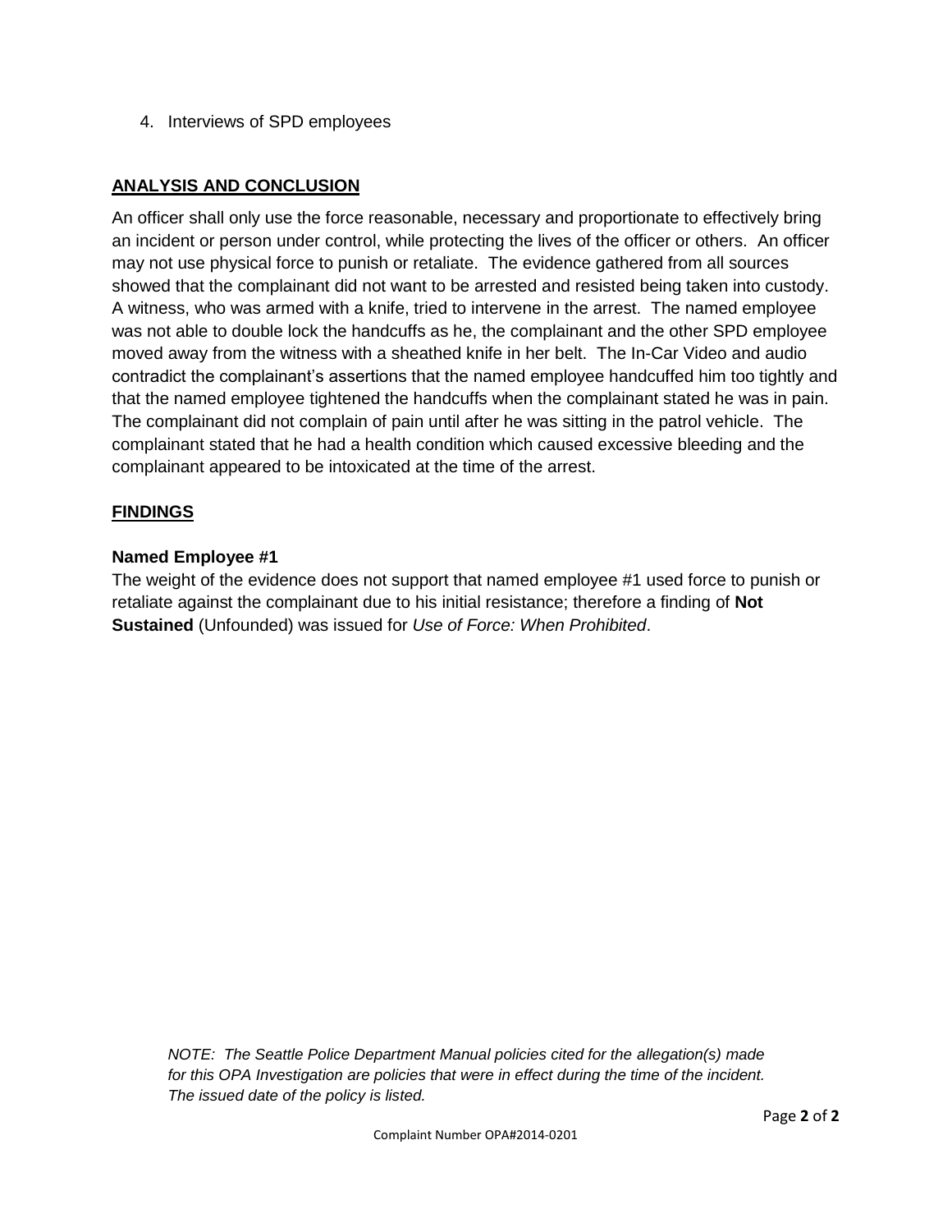4. Interviews of SPD employees

## ANALYSIS AND CONCLUSION

An officer shall only use the force reasonable, necessary and proportionate to effectively bring an incident or person under control, while protecting the lives of the officer or others. An officer may not use physical force to punish or retaliate. The evidence gathered from all sources showed that the complainant did not want to be arrested and resisted being taken into custody. A witness, who was armed with a knife, tried to intervene in the arrest. The named employee was not able to double lock the handcuffs as he, the complainant and the other SPD employee moved away from the witness with a sheathed knife in her belt. The In-Car Video and audio contradict the complainant's assertions that the named employee handcuffed him too tightly and that the named employee tightened the handcuffs when the complainant stated he was in pain. The complainant did not complain of pain until after he was sitting in the patrol vehicle. The complainant stated that he had a health condition which caused excessive bleeding and the complainant appeared to be intoxicated at the time of the arrest.

## FINDINGS

### Named Employee #1

The weight of the evidence does not support that named employee #1 used force to punish or retaliate against the complainant due to his initial resistance; therefore a finding of **Not Sustained** (Unfounded) was issued for *Use of Force: When Prohibited*.

*NOTE: The Seattle Police Department Manual policies cited for the allegation(s) made for this OPA Investigation are policies that were in effect during the time of the incident. The issued date of the policy is listed.*

Complaint Number OPA#2014-0201